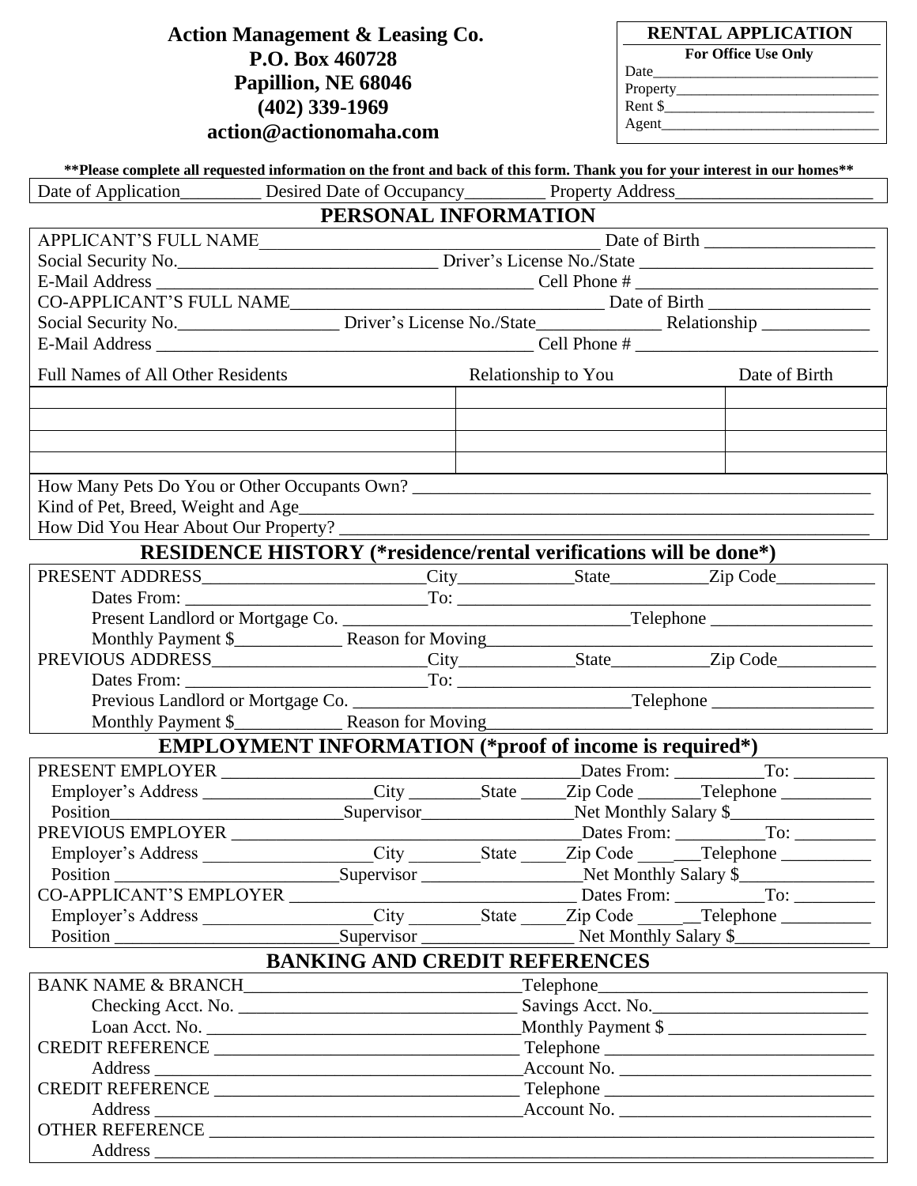**Action Management & Leasing Co.**
**P.O. Box 460728**
**Papillion, NE 68046**
**(402) 339-1969**
**action@actionomaha.com**

| **RENTAL APPLICATION** |
|---|
| **For Office Use Only** |
| Date______________________________ |
| Property___________________________ |
| Rent $____________________________ |
| Agent_____________________________ |

**\*\*Please complete all requested information on the front and back of this form. Thank you for your interest in our homes\*\***

Date of Application_________ Desired Date of Occupancy_________ Property Address______________________

## PERSONAL INFORMATION

APPLICANT'S FULL NAME_______________________________________ Date of Birth ___________________

Social Security No.______________________________ Driver's License No./State ___________________________

E-Mail Address ___________________________________________ Cell Phone # ___________________________

CO-APPLICANT'S FULL NAME___________________________________ Date of Birth __________________

Social Security No.__________________ Driver's License No./State______________ Relationship ____________

E-Mail Address ___________________________________________ Cell Phone # ___________________________

| Full Names of All Other Residents | Relationship to You | Date of Birth |
|---|---|---|
| | | |
| | | |
| | | |
| | | |

How Many Pets Do You or Other Occupants Own? _____________________________________________________

Kind of Pet, Breed, Weight and Age_______________________________________________________________

How Did You Hear About Our Property? ___________________________________________________________

## RESIDENCE HISTORY (*residence/rental verifications will be done*)

PRESENT ADDRESS________________________City____________State__________Zip Code___________

Dates From: ___________________________To: _____________________________________________

Present Landlord or Mortgage Co. ______________________________Telephone __________________

Monthly Payment $____________ Reason for Moving_________________________________________

PREVIOUS ADDRESS________________________City_____________State__________Zip Code___________

Dates From: ___________________________To: _____________________________________________

Previous Landlord or Mortgage Co. ______________________________Telephone __________________

Monthly Payment $____________ Reason for Moving_________________________________________

## EMPLOYMENT INFORMATION (*proof of income is required*)

PRESENT EMPLOYER ________________________________________Dates From: __________To: _________

Employer's Address ___________________City ________State _____Zip Code _______Telephone __________

Position__________________________Supervisor________________Net Monthly Salary $________________

PREVIOUS EMPLOYER ________________________________________Dates From: __________To: _________

Employer's Address ___________________City ________State _____Zip Code _______Telephone __________

Position ________________________Supervisor __________________Net Monthly Salary $_______________

CO-APPLICANT'S EMPLOYER ________________________________ Dates From: __________To: _________

Employer's Address ___________________City ________State _____Zip Code _______Telephone __________

Position ________________________Supervisor ________________ Net Monthly Salary $_______________

## BANKING AND CREDIT REFERENCES

BANK NAME & BRANCH_______________________________Telephone_____________________________

Checking Acct. No. _______________________________ Savings Acct. No.________________________

Loan Acct. No. __________________________________Monthly Payment $ _______________________

CREDIT REFERENCE __________________________________ Telephone _____________________________

Address ________________________________________Account No. ____________________________

CREDIT REFERENCE __________________________________ Telephone _____________________________

Address ________________________________________Account No. ____________________________

OTHER REFERENCE ______________________________________________________________________________

Address ________________________________________________________________________________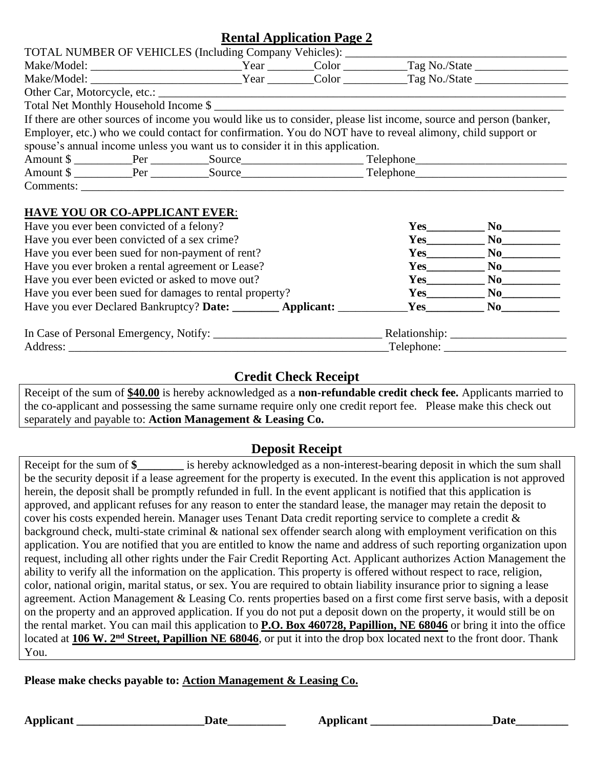## Rental Application Page 2

TOTAL NUMBER OF VEHICLES (Including Company Vehicles): ___________________________________

Make/Model: _________________________Year ________Color __________Tag No./State ________________

Make/Model: _________________________Year ________Color __________Tag No./State ________________

Other Car, Motorcycle, etc.: ______________________________________________________________________

Total Net Monthly Household Income $ _________________________________________________________

If there are other sources of income you would like us to consider, please list income, source and person (banker, Employer, etc.) who we could contact for confirmation. You do NOT have to reveal alimony, child support or spouse's annual income unless you want us to consider it in this application.

Amount $ __________Per __________Source____________________ Telephone_________________________

Amount $ __________Per __________Source____________________ Telephone_________________________

Comments: _________________________________________________________________________________

**HAVE YOU OR CO-APPLICANT EVER**:

| | | |
|---|---|---|
| Have you ever been convicted of a felony? | **Yes**__________ | **No**__________ |
| Have you ever been convicted of a sex crime? | **Yes**__________ | **No**__________ |
| Have you ever been sued for non-payment of rent? | **Yes**__________ | **No**__________ |
| Have you ever broken a rental agreement or Lease? | **Yes**__________ | **No**__________ |
| Have you ever been evicted or asked to move out? | **Yes**__________ | **No**__________ |
| Have you ever been sued for damages to rental property? | **Yes**__________ | **No**__________ |
| Have you ever Declared Bankruptcy? **Date:** ________ **Applicant:** ____________ | **Yes**__________ | **No**__________ |

In Case of Personal Emergency, Notify: _____________________________ Relationship: ____________________

Address: ________________________________________________________Telephone: _____________________

### Credit Check Receipt

Receipt of the sum of **<u>$40.00</u>** is hereby acknowledged as a **non-refundable credit check fee.** Applicants married to the co-applicant and possessing the same surname require only one credit report fee. Please make this check out separately and payable to: **Action Management & Leasing Co.**

### Deposit Receipt

Receipt for the sum of **$________** is hereby acknowledged as a non-interest-bearing deposit in which the sum shall be the security deposit if a lease agreement for the property is executed. In the event this application is not approved herein, the deposit shall be promptly refunded in full. In the event applicant is notified that this application is approved, and applicant refuses for any reason to enter the standard lease, the manager may retain the deposit to cover his costs expended herein. Manager uses Tenant Data credit reporting service to complete a credit & background check, multi-state criminal & national sex offender search along with employment verification on this application. You are notified that you are entitled to know the name and address of such reporting organization upon request, including all other rights under the Fair Credit Reporting Act. Applicant authorizes Action Management the ability to verify all the information on the application. This property is offered without respect to race, religion, color, national origin, marital status, or sex. You are required to obtain liability insurance prior to signing a lease agreement. Action Management & Leasing Co. rents properties based on a first come first serve basis, with a deposit on the property and an approved application. If you do not put a deposit down on the property, it would still be on the rental market. You can mail this application to **<u>P.O. Box 460728, Papillion, NE 68046</u>** or bring it into the office located at **<u>106 W. 2nd Street, Papillion NE 68046</u>**, or put it into the drop box located next to the front door. Thank You.

**Please make checks payable to: <u>Action Management & Leasing Co.</u>**

**Applicant ______________________Date__________** **Applicant _____________________Date_________**